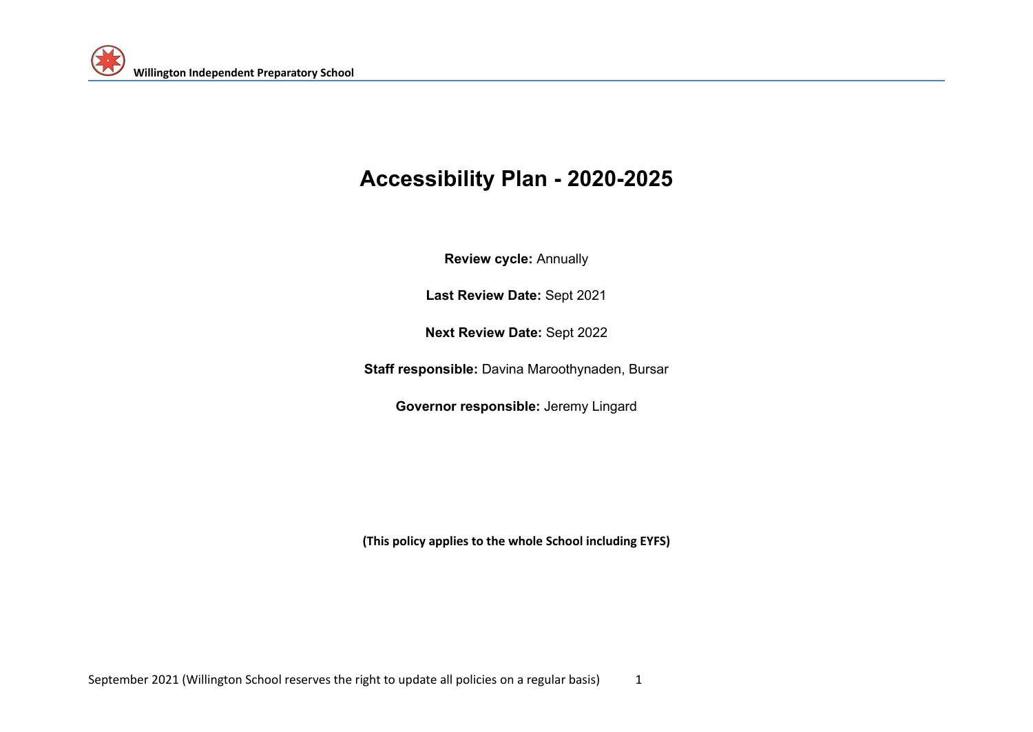# Accessibility Plan - 2020-2025

**Review cycle:** Annually

**Last Review Date:** Sept 2021

**Next Review Date:** Sept 2022

**Staff responsible:** Davina Maroothynaden, Bursar

**Governor responsible:** Jeremy Lingard

**(This policy applies to the whole School including EYFS)**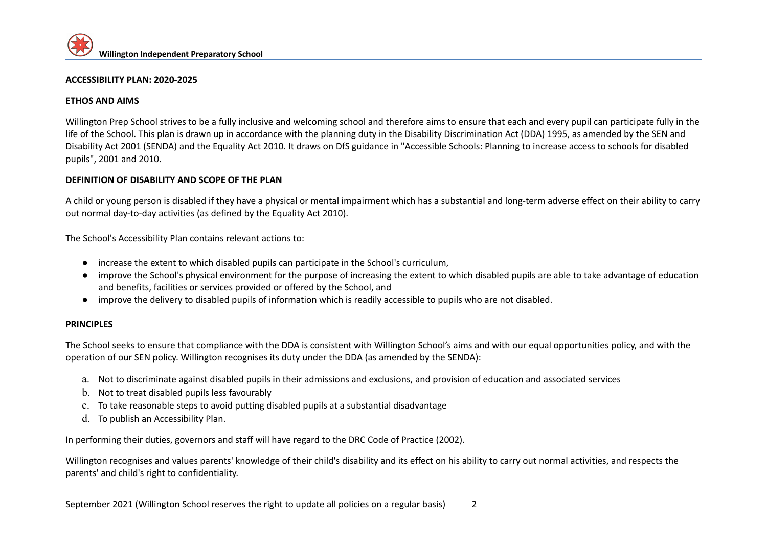## ACCESSIBILITY PLAN: 2020-2025

### ETHOS AND AIMS

Willington Prep School strives to be a fully inclusive and welcoming school and therefore aims to ensure that each and every pupil can participate fully in the life of the School. This plan is drawn up in accordance with the planning duty in the Disability Discrimination Act (DDA) 1995, as amended by the SEN and Disability Act 2001 (SENDA) and the Equality Act 2010. It draws on DfS guidance in "Accessible Schools: Planning to increase access to schools for disabled pupils", 2001 and 2010.

### DEFINITION OF DISABILITY AND SCOPE OF THE PLAN

A child or young person is disabled if they have a physical or mental impairment which has a substantial and long-term adverse effect on their ability to carry out normal day-to-day activities (as defined by the Equality Act 2010).

The School's Accessibility Plan contains relevant actions to:

- increase the extent to which disabled pupils can participate in the School's curriculum,
- improve the School's physical environment for the purpose of increasing the extent to which disabled pupils are able to take advantage of education and benefits, facilities or services provided or offered by the School, and
- improve the delivery to disabled pupils of information which is readily accessible to pupils who are not disabled.

### PRINCIPLES

The School seeks to ensure that compliance with the DDA is consistent with Willington School's aims and with our equal opportunities policy, and with the operation of our SEN policy. Willington recognises its duty under the DDA (as amended by the SENDA):

a. Not to discriminate against disabled pupils in their admissions and exclusions, and provision of education and associated services
b. Not to treat disabled pupils less favourably
c. To take reasonable steps to avoid putting disabled pupils at a substantial disadvantage
d. To publish an Accessibility Plan.

In performing their duties, governors and staff will have regard to the DRC Code of Practice (2002).

Willington recognises and values parents' knowledge of their child's disability and its effect on his ability to carry out normal activities, and respects the parents' and child's right to confidentiality.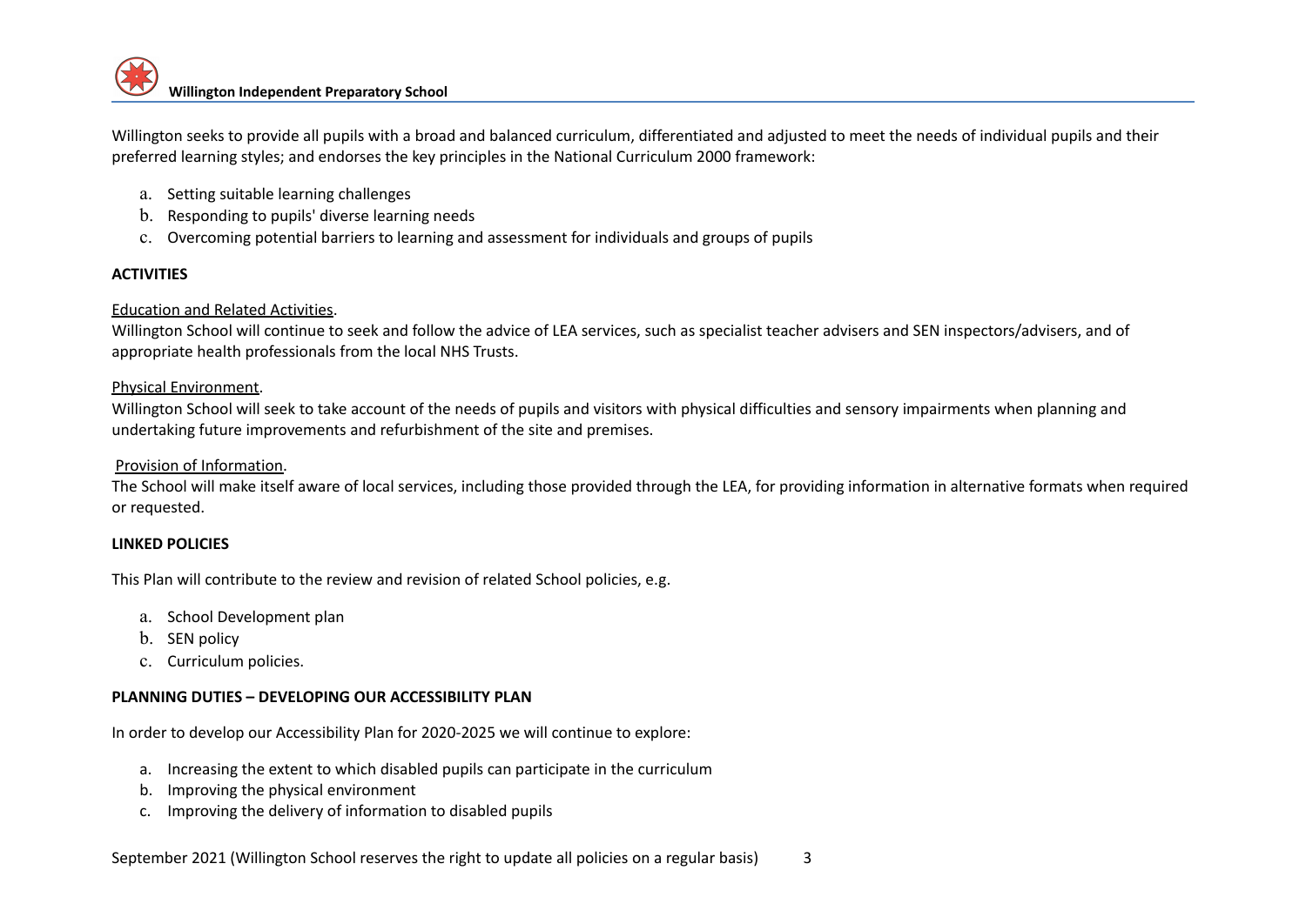Willington seeks to provide all pupils with a broad and balanced curriculum, differentiated and adjusted to meet the needs of individual pupils and their preferred learning styles; and endorses the key principles in the National Curriculum 2000 framework:

a. Setting suitable learning challenges
b. Responding to pupils' diverse learning needs
c. Overcoming potential barriers to learning and assessment for individuals and groups of pupils

**ACTIVITIES**

<u>Education and Related Activities</u>.
Willington School will continue to seek and follow the advice of LEA services, such as specialist teacher advisers and SEN inspectors/advisers, and of appropriate health professionals from the local NHS Trusts.

<u>Physical Environment</u>.
Willington School will seek to take account of the needs of pupils and visitors with physical difficulties and sensory impairments when planning and undertaking future improvements and refurbishment of the site and premises.

<u>Provision of Information</u>.
The School will make itself aware of local services, including those provided through the LEA, for providing information in alternative formats when required or requested.

**LINKED POLICIES**

This Plan will contribute to the review and revision of related School policies, e.g.

a. School Development plan
b. SEN policy
c. Curriculum policies.

**PLANNING DUTIES – DEVELOPING OUR ACCESSIBILITY PLAN**

In order to develop our Accessibility Plan for 2020-2025 we will continue to explore:

a. Increasing the extent to which disabled pupils can participate in the curriculum
b. Improving the physical environment
c. Improving the delivery of information to disabled pupils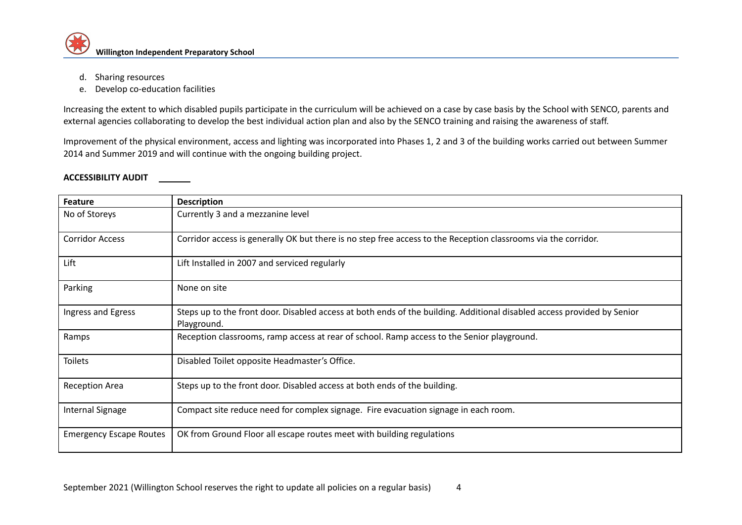d. Sharing resources
e. Develop co-education facilities

Increasing the extent to which disabled pupils participate in the curriculum will be achieved on a case by case basis by the School with SENCO, parents and external agencies collaborating to develop the best individual action plan and also by the SENCO training and raising the awareness of staff.

Improvement of the physical environment, access and lighting was incorporated into Phases 1, 2 and 3 of the building works carried out between Summer 2014 and Summer 2019 and will continue with the ongoing building project.

**ACCESSIBILITY AUDIT**

| Feature | Description |
| --- | --- |
| No of Storeys | Currently 3 and a mezzanine level |
| Corridor Access | Corridor access is generally OK but there is no step free access to the Reception classrooms via the corridor. |
| Lift | Lift Installed in 2007 and serviced regularly |
| Parking | None on site |
| Ingress and Egress | Steps up to the front door. Disabled access at both ends of the building. Additional disabled access provided by Senior Playground. |
| Ramps | Reception classrooms, ramp access at rear of school. Ramp access to the Senior playground. |
| Toilets | Disabled Toilet opposite Headmaster's Office. |
| Reception Area | Steps up to the front door. Disabled access at both ends of the building. |
| Internal Signage | Compact site reduce need for complex signage. Fire evacuation signage in each room. |
| Emergency Escape Routes | OK from Ground Floor all escape routes meet with building regulations |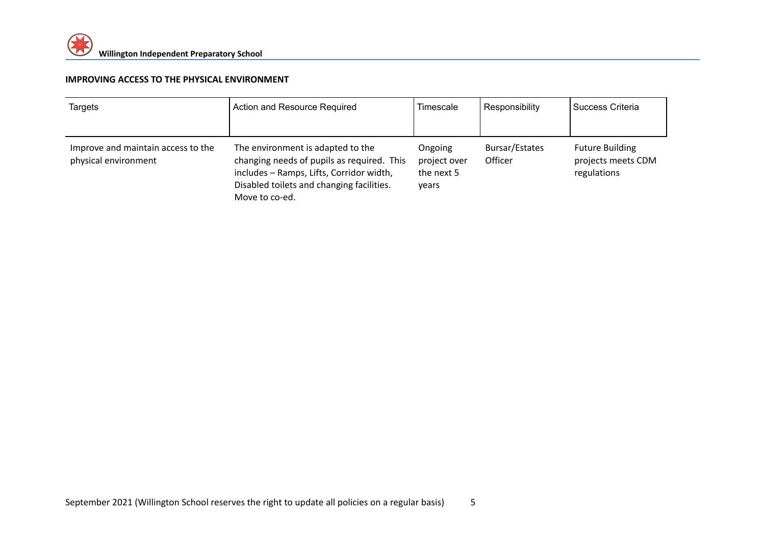**IMPROVING ACCESS TO THE PHYSICAL ENVIRONMENT**

| Targets | Action and Resource Required | Timescale | Responsibility | Success Criteria |
|---|---|---|---|---|
| Improve and maintain access to the physical environment | The environment is adapted to the changing needs of pupils as required. This includes – Ramps, Lifts, Corridor width, Disabled toilets and changing facilities. Move to co-ed. | Ongoing project over the next 5 years | Bursar/Estates Officer | Future Building projects meets CDM regulations |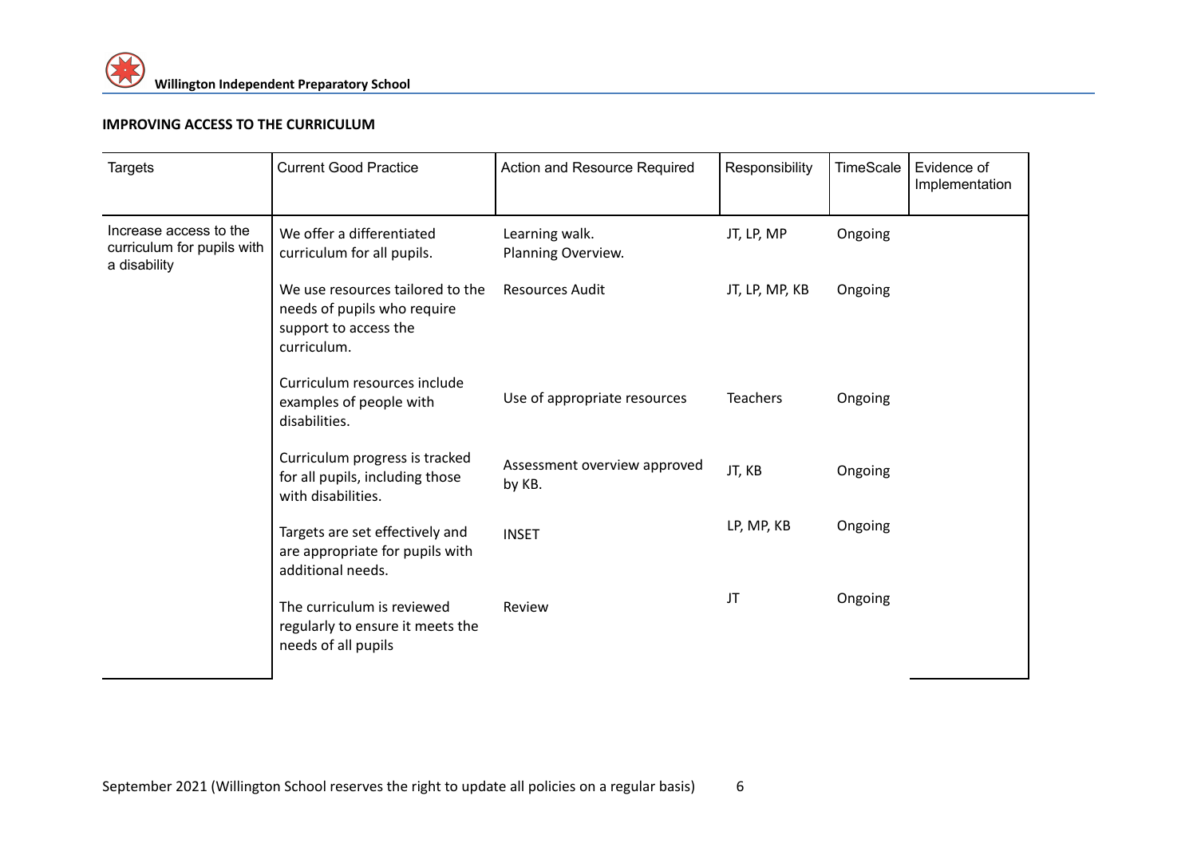**IMPROVING ACCESS TO THE CURRICULUM**

| Targets | Current Good Practice | Action and Resource Required | Responsibility | TimeScale | Evidence of Implementation |
|---|---|---|---|---|---|
| Increase access to the curriculum for pupils with a disability | We offer a differentiated curriculum for all pupils. | Learning walk. Planning Overview. | JT, LP, MP | Ongoing | |
| | We use resources tailored to the needs of pupils who require support to access the curriculum. | Resources Audit | JT, LP, MP, KB | Ongoing | |
| | Curriculum resources include examples of people with disabilities. | Use of appropriate resources | Teachers | Ongoing | |
| | Curriculum progress is tracked for all pupils, including those with disabilities. | Assessment overview approved by KB. | JT, KB | Ongoing | |
| | Targets are set effectively and are appropriate for pupils with additional needs. | INSET | LP, MP, KB | Ongoing | |
| | The curriculum is reviewed regularly to ensure it meets the needs of all pupils | Review | JT | Ongoing | |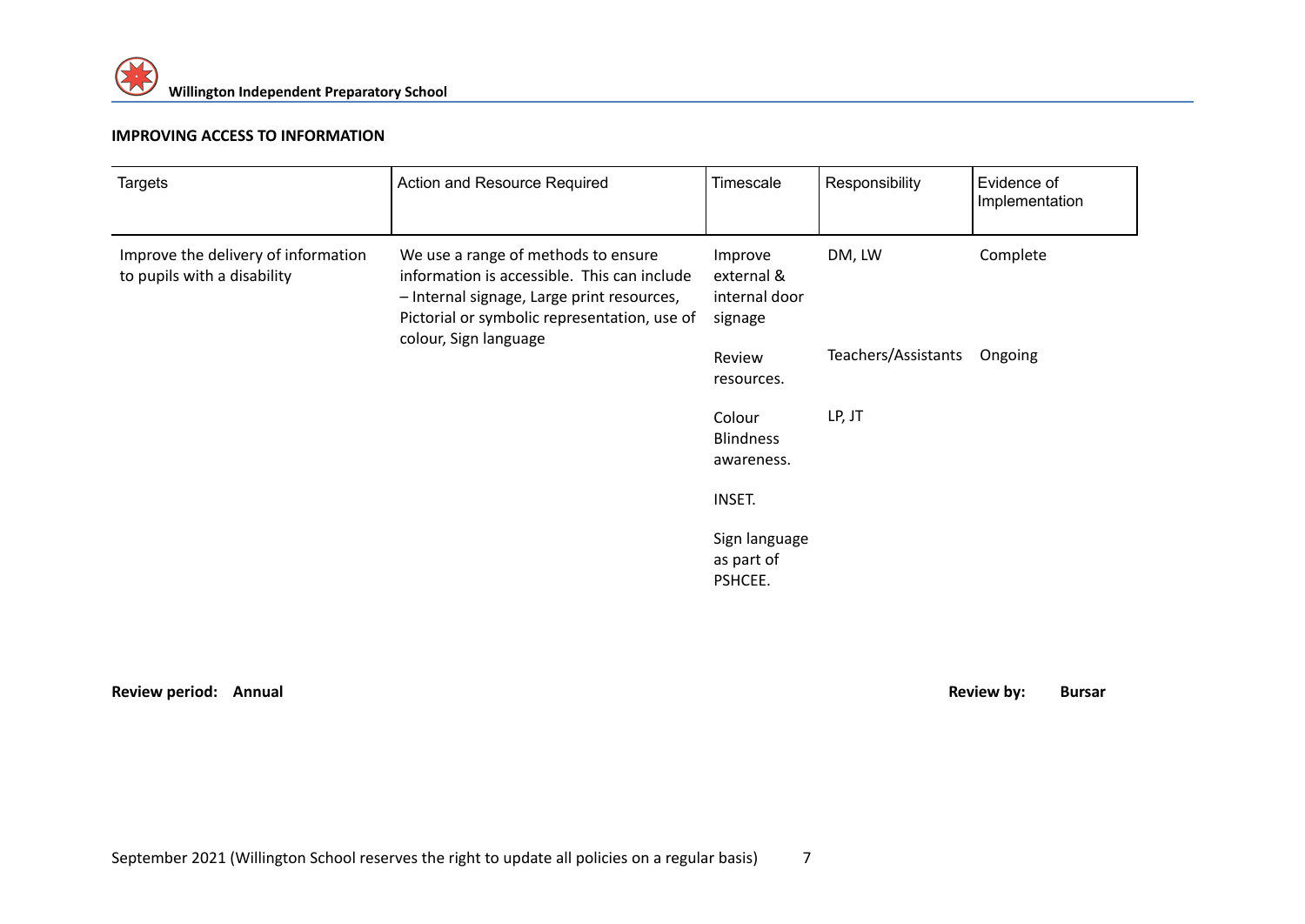**IMPROVING ACCESS TO INFORMATION**

| Targets | Action and Resource Required | Timescale | Responsibility | Evidence of Implementation |
|---|---|---|---|---|
| Improve the delivery of information to pupils with a disability | We use a range of methods to ensure information is accessible. This can include – Internal signage, Large print resources, Pictorial or symbolic representation, use of colour, Sign language | Improve external & internal door signage | DM, LW | Complete |
| | | Review resources. | Teachers/Assistants | Ongoing |
| | | Colour Blindness awareness. | LP, JT | |
| | | INSET. | | |
| | | Sign language as part of PSHCEE. | | |

**Review period: Annual** **Review by: Bursar**

September 2021 (Willington School reserves the right to update all policies on a regular basis)